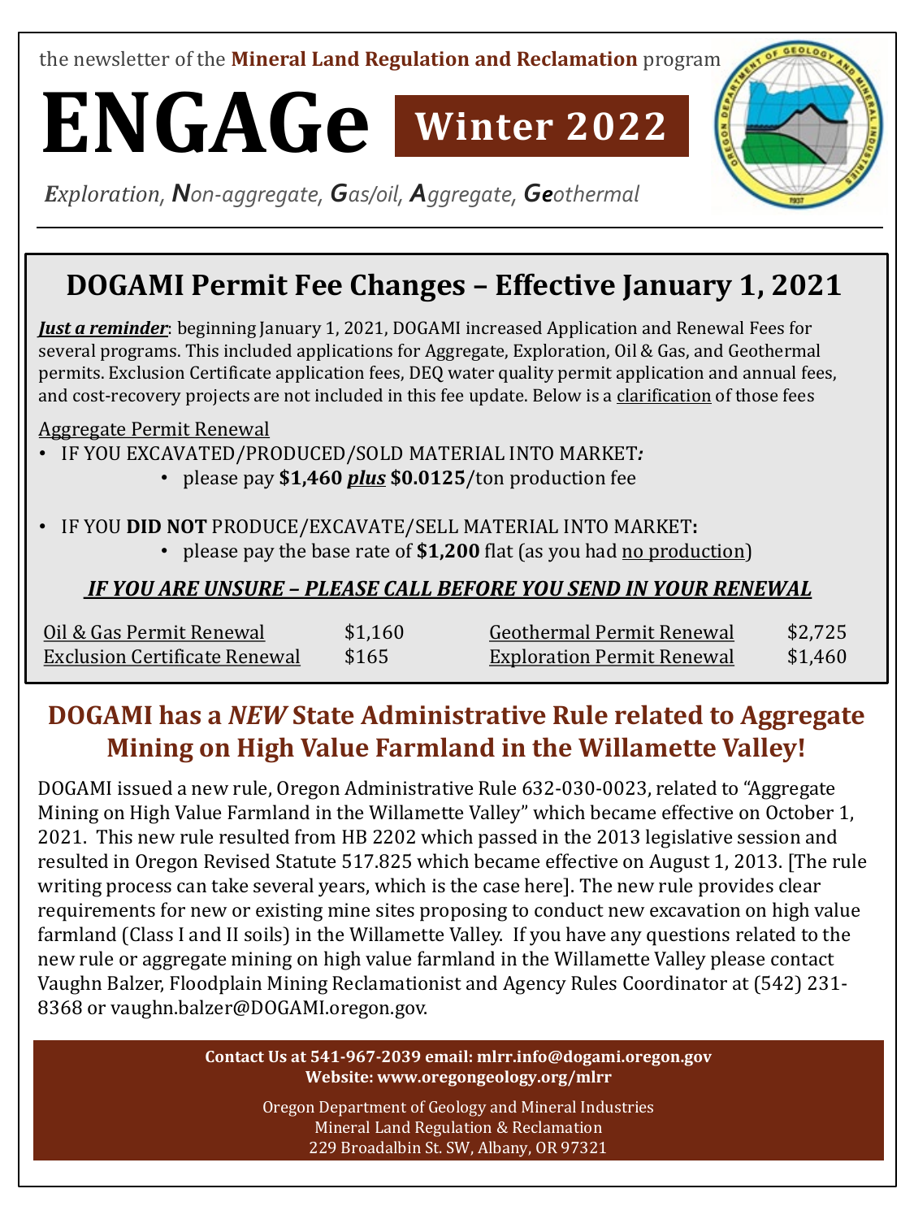the newsletter of the **Mineral Land Regulation and Reclamation** program

# ENGAGe **Winter 2022**

*Exploration, Non-aggregate, Gas/oil, Aggregate, Geothermal*

## DOGAMI Permit Fee Changes – Effective January 1, 2021

***Just a reminder***: beginning January 1, 2021, DOGAMI increased Application and Renewal Fees for several programs. This included applications for Aggregate, Exploration, Oil & Gas, and Geothermal permits. Exclusion Certificate application fees, DEQ water quality permit application and annual fees, and cost-recovery projects are not included in this fee update. Below is a clarification of those fees

Aggregate Permit Renewal

- IF YOU EXCAVATED/PRODUCED/SOLD MATERIAL INTO MARKET***:***
  - please pay **$1,460** ***plus*** **$0.0125**/ton production fee
- IF YOU **DID NOT** PRODUCE/EXCAVATE/SELL MATERIAL INTO MARKET**:**
  - please pay the base rate of **$1,200** flat (as you had no production)

***IF YOU ARE UNSURE – PLEASE CALL BEFORE YOU SEND IN YOUR RENEWAL***

| | | | |
|---|---|---|---|
| Oil & Gas Permit Renewal | $1,160 | Geothermal Permit Renewal | $2,725 |
| Exclusion Certificate Renewal | $165 | Exploration Permit Renewal | $1,460 |

## DOGAMI has a *NEW* State Administrative Rule related to Aggregate Mining on High Value Farmland in the Willamette Valley!

DOGAMI issued a new rule, Oregon Administrative Rule 632-030-0023, related to "Aggregate Mining on High Value Farmland in the Willamette Valley" which became effective on October 1, 2021. This new rule resulted from HB 2202 which passed in the 2013 legislative session and resulted in Oregon Revised Statute 517.825 which became effective on August 1, 2013. [The rule writing process can take several years, which is the case here]. The new rule provides clear requirements for new or existing mine sites proposing to conduct new excavation on high value farmland (Class I and II soils) in the Willamette Valley. If you have any questions related to the new rule or aggregate mining on high value farmland in the Willamette Valley please contact Vaughn Balzer, Floodplain Mining Reclamationist and Agency Rules Coordinator at (542) 231-8368 or vaughn.balzer@DOGAMI.oregon.gov.

**Contact Us at 541-967-2039 email: mlrr.info@dogami.oregon.gov**
**Website: www.oregongeology.org/mlrr**

Oregon Department of Geology and Mineral Industries
Mineral Land Regulation & Reclamation
229 Broadalbin St. SW, Albany, OR 97321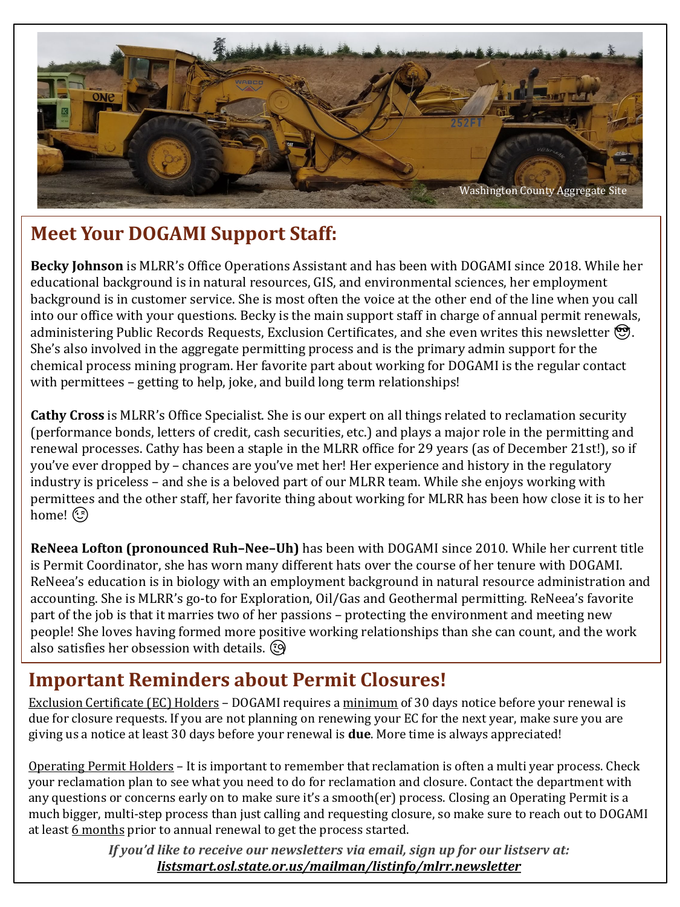Washington County Aggregate Site

## Meet Your DOGAMI Support Staff:

**Becky Johnson** is MLRR's Office Operations Assistant and has been with DOGAMI since 2018. While her educational background is in natural resources, GIS, and environmental sciences, her employment background is in customer service. She is most often the voice at the other end of the line when you call into our office with your questions. Becky is the main support staff in charge of annual permit renewals, administering Public Records Requests, Exclusion Certificates, and she even writes this newsletter 🤓. She's also involved in the aggregate permitting process and is the primary admin support for the chemical process mining program. Her favorite part about working for DOGAMI is the regular contact with permittees – getting to help, joke, and build long term relationships!

**Cathy Cross** is MLRR's Office Specialist. She is our expert on all things related to reclamation security (performance bonds, letters of credit, cash securities, etc.) and plays a major role in the permitting and renewal processes. Cathy has been a staple in the MLRR office for 29 years (as of December 21st!), so if you've ever dropped by – chances are you've met her! Her experience and history in the regulatory industry is priceless – and she is a beloved part of our MLRR team. While she enjoys working with permittees and the other staff, her favorite thing about working for MLRR has been how close it is to her home! 😉

**ReNeea Lofton (pronounced Ruh–Nee–Uh)** has been with DOGAMI since 2010. While her current title is Permit Coordinator, she has worn many different hats over the course of her tenure with DOGAMI. ReNeea's education is in biology with an employment background in natural resource administration and accounting. She is MLRR's go-to for Exploration, Oil/Gas and Geothermal permitting. ReNeea's favorite part of the job is that it marries two of her passions – protecting the environment and meeting new people! She loves having formed more positive working relationships than she can count, and the work also satisfies her obsession with details. 🧐

## Important Reminders about Permit Closures!

Exclusion Certificate (EC) Holders – DOGAMI requires a minimum of 30 days notice before your renewal is due for closure requests. If you are not planning on renewing your EC for the next year, make sure you are giving us a notice at least 30 days before your renewal is **due**. More time is always appreciated!

Operating Permit Holders – It is important to remember that reclamation is often a multi year process. Check your reclamation plan to see what you need to do for reclamation and closure. Contact the department with any questions or concerns early on to make sure it's a smooth(er) process. Closing an Operating Permit is a much bigger, multi-step process than just calling and requesting closure, so make sure to reach out to DOGAMI at least 6 months prior to annual renewal to get the process started.

***If you'd like to receive our newsletters via email, sign up for our listserv at:***
***listsmart.osl.state.or.us/mailman/listinfo/mlrr.newsletter***